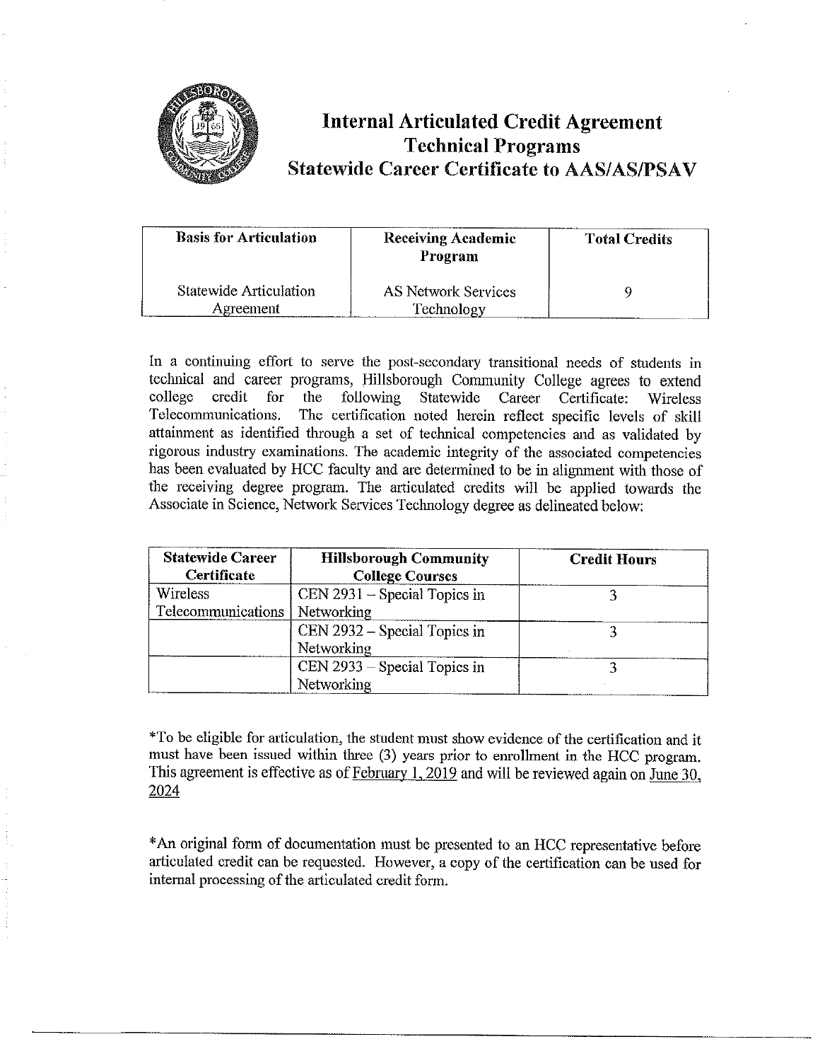# Internal Articulated Credit Agreement
## Technical Programs
## Statewide Career Certificate to AAS/AS/PSAV

| Basis for Articulation | Receiving Academic Program | Total Credits |
|---|---|---|
| Statewide Articulation Agreement | AS Network Services Technology | 9 |

In a continuing effort to serve the post-secondary transitional needs of students in technical and career programs, Hillsborough Community College agrees to extend college credit for the following Statewide Career Certificate: Wireless Telecommunications. The certification noted herein reflect specific levels of skill attainment as identified through a set of technical competencies and as validated by rigorous industry examinations. The academic integrity of the associated competencies has been evaluated by HCC faculty and are determined to be in alignment with those of the receiving degree program. The articulated credits will be applied towards the Associate in Science, Network Services Technology degree as delineated below:

| Statewide Career Certificate | Hillsborough Community College Courses | Credit Hours |
|---|---|---|
| Wireless Telecommunications | CEN 2931 – Special Topics in Networking | 3 |
| | CEN 2932 – Special Topics in Networking | 3 |
| | CEN 2933 – Special Topics in Networking | 3 |

*To be eligible for articulation, the student must show evidence of the certification and it must have been issued within three (3) years prior to enrollment in the HCC program. This agreement is effective as of February 1, 2019 and will be reviewed again on June 30, 2024

*An original form of documentation must be presented to an HCC representative before articulated credit can be requested. However, a copy of the certification can be used for internal processing of the articulated credit form.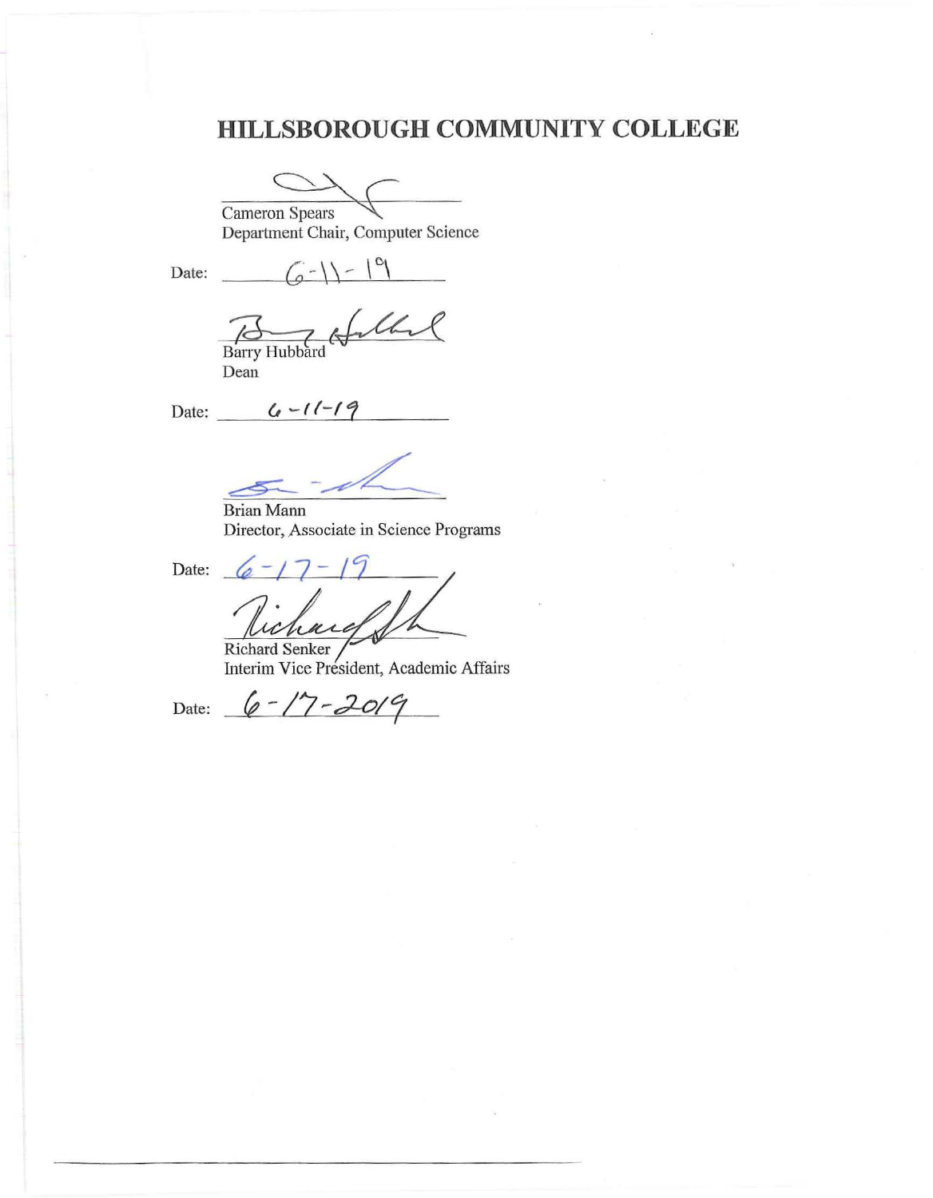# HILLSBOROUGH COMMUNITY COLLEGE

Cameron Spears
Department Chair, Computer Science

Date: 6-11-19

Barry Hubbard
Dean

Date: 6-11-19

Brian Mann
Director, Associate in Science Programs

Date: 6-17-19

Richard Senker
Interim Vice President, Academic Affairs

Date: 6-17-2019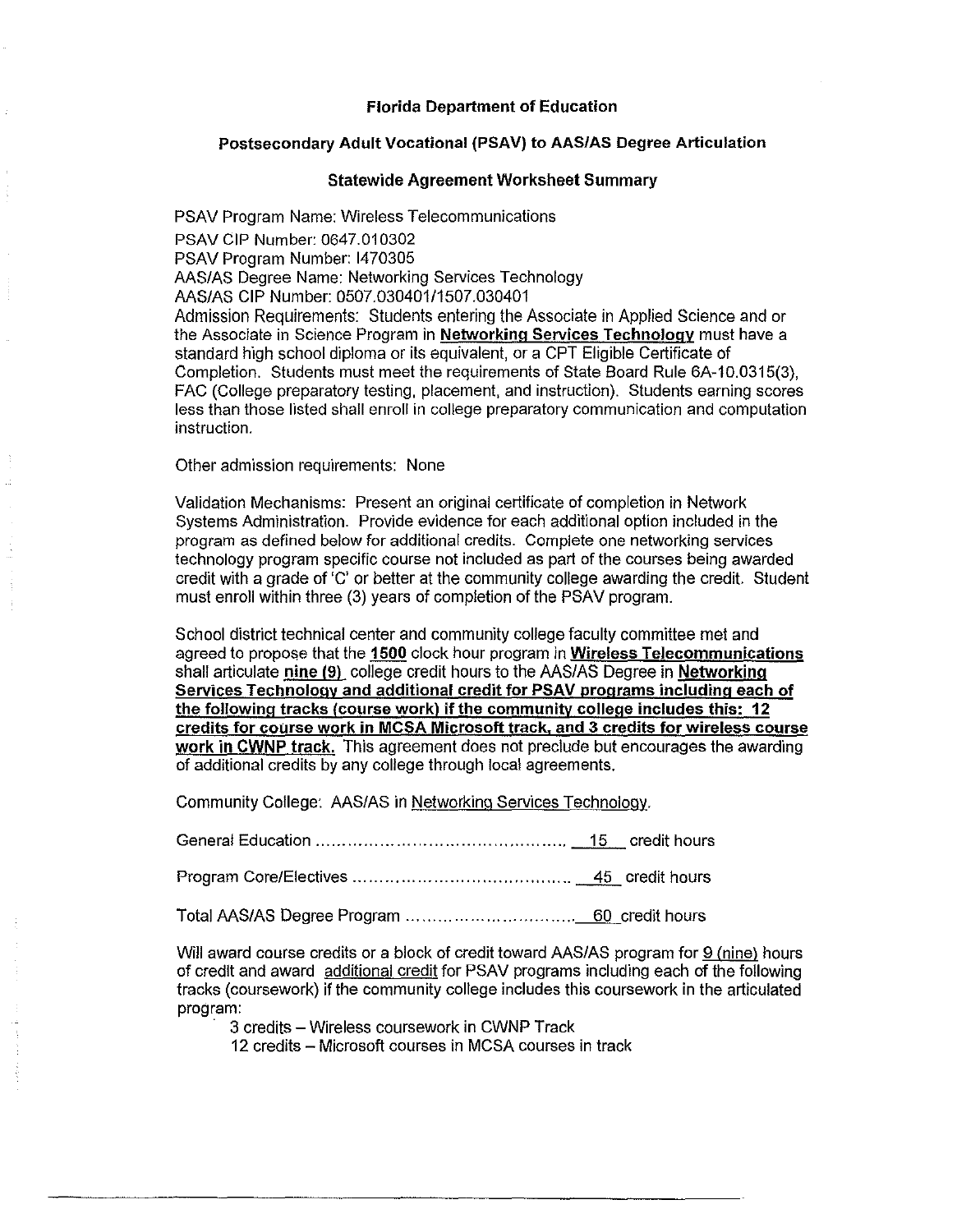**Florida Department of Education**

**Postsecondary Adult Vocational (PSAV) to AAS/AS Degree Articulation**

**Statewide Agreement Worksheet Summary**

PSAV Program Name: Wireless Telecommunications

PSAV CIP Number: 0647.010302
PSAV Program Number: I470305
AAS/AS Degree Name: Networking Services Technology
AAS/AS CIP Number: 0507.030401/1507.030401
Admission Requirements: Students entering the Associate in Applied Science and or the Associate in Science Program in **Networking Services Technology** must have a standard high school diploma or its equivalent, or a CPT Eligible Certificate of Completion. Students must meet the requirements of State Board Rule 6A-10.0315(3), FAC (College preparatory testing, placement, and instruction). Students earning scores less than those listed shall enroll in college preparatory communication and computation instruction.

Other admission requirements: None

Validation Mechanisms: Present an original certificate of completion in Network Systems Administration. Provide evidence for each additional option included in the program as defined below for additional credits. Complete one networking services technology program specific course not included as part of the courses being awarded credit with a grade of 'C' or better at the community college awarding the credit. Student must enroll within three (3) years of completion of the PSAV program.

School district technical center and community college faculty committee met and agreed to propose that the **1500** clock hour program in **Wireless Telecommunications** shall articulate **nine (9)** college credit hours to the AAS/AS Degree in **Networking Services Technology and additional credit for PSAV programs including each of the following tracks (course work) if the community college includes this: 12 credits for course work in MCSA Microsoft track, and 3 credits for wireless course work in CWNP track.** This agreement does not preclude but encourages the awarding of additional credits by any college through local agreements.

Community College: AAS/AS in Networking Services Technology.

General Education ............................................... 15 credit hours

Program Core/Electives ......................................... 45 credit hours

Total AAS/AS Degree Program ................................ 60 credit hours

Will award course credits or a block of credit toward AAS/AS program for 9 (nine) hours of credit and award additional credit for PSAV programs including each of the following tracks (coursework) if the community college includes this coursework in the articulated program:

3 credits – Wireless coursework in CWNP Track
12 credits – Microsoft courses in MCSA courses in track